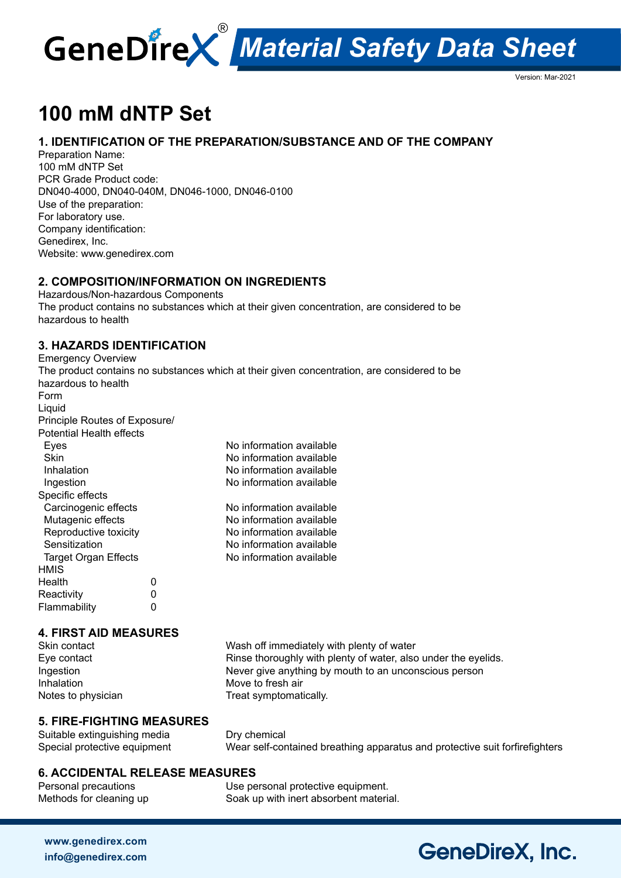# Material Safety Data Sheet

Version: Mar-2021

# 100 mM dNTP Set

## 1. IDENTIFICATION OF THE PREPARATION/SUBSTANCE AND OF THE COMPANY

Preparation Name:
100 mM dNTP Set
PCR Grade Product code:
DN040-4000, DN040-040M, DN046-1000, DN046-0100
Use of the preparation:
For laboratory use.
Company identification:
Genedirex, Inc.
Website: www.genedirex.com

## 2. COMPOSITION/INFORMATION ON INGREDIENTS

Hazardous/Non-hazardous Components
The product contains no substances which at their given concentration, are considered to be hazardous to health

## 3. HAZARDS IDENTIFICATION

Emergency Overview
The product contains no substances which at their given concentration, are considered to be hazardous to health
Form
Liquid
Principle Routes of Exposure/
Potential Health effects

| | |
|---|---|
| Eyes | No information available |
| Skin | No information available |
| Inhalation | No information available |
| Ingestion | No information available |

Specific effects

| | |
|---|---|
| Carcinogenic effects | No information available |
| Mutagenic effects | No information available |
| Reproductive toxicity | No information available |
| Sensitization | No information available |
| Target Organ Effects | No information available |

HMIS

| | |
|---|---|
| Health | 0 |
| Reactivity | 0 |
| Flammability | 0 |

## 4. FIRST AID MEASURES

| | |
|---|---|
| Skin contact | Wash off immediately with plenty of water |
| Eye contact | Rinse thoroughly with plenty of water, also under the eyelids. |
| Ingestion | Never give anything by mouth to an unconscious person |
| Inhalation | Move to fresh air |
| Notes to physician | Treat symptomatically. |

## 5. FIRE-FIGHTING MEASURES

| | |
|---|---|
| Suitable extinguishing media | Dry chemical |
| Special protective equipment | Wear self-contained breathing apparatus and protective suit forfirefighters |

## 6. ACCIDENTAL RELEASE MEASURES

| | |
|---|---|
| Personal precautions | Use personal protective equipment. |
| Methods for cleaning up | Soak up with inert absorbent material. |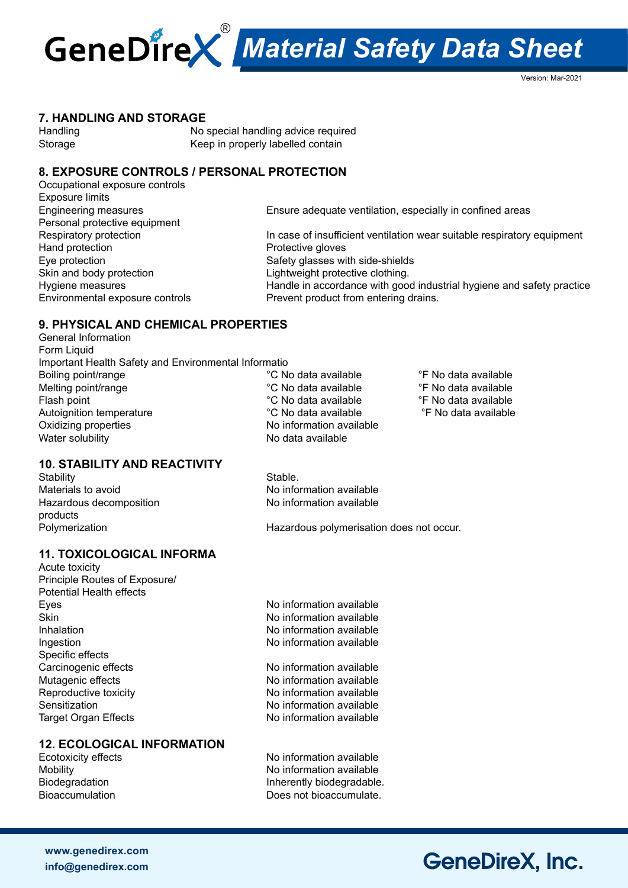## 7. HANDLING AND STORAGE

| | |
|---|---|
| Handling | No special handling advice required |
| Storage | Keep in properly labelled contain |

## 8. EXPOSURE CONTROLS / PERSONAL PROTECTION

| | |
|---|---|
| Occupational exposure controls | |
| Exposure limits | |
| Engineering measures | Ensure adequate ventilation, especially in confined areas |
| Personal protective equipment | |
| Respiratory protection | In case of insufficient ventilation wear suitable respiratory equipment |
| Hand protection | Protective gloves |
| Eye protection | Safety glasses with side-shields |
| Skin and body protection | Lightweight protective clothing. |
| Hygiene measures | Handle in accordance with good industrial hygiene and safety practice |
| Environmental exposure controls | Prevent product from entering drains. |

## 9. PHYSICAL AND CHEMICAL PROPERTIES

General Information

Form Liquid

Important Health Safety and Environmental Informatio

| | | |
|---|---|---|
| Boiling point/range | °C No data available | °F No data available |
| Melting point/range | °C No data available | °F No data available |
| Flash point | °C No data available | °F No data available |
| Autoignition temperature | °C No data available | °F No data available |
| Oxidizing properties | No information available | |
| Water solubility | No data available | |

## 10. STABILITY AND REACTIVITY

| | |
|---|---|
| Stability | Stable. |
| Materials to avoid | No information available |
| Hazardous decomposition products | No information available |
| Polymerization | Hazardous polymerisation does not occur. |

## 11. TOXICOLOGICAL INFORMA

| | |
|---|---|
| Acute toxicity | |
| Principle Routes of Exposure/ Potential Health effects | |
| Eyes | No information available |
| Skin | No information available |
| Inhalation | No information available |
| Ingestion | No information available |
| Specific effects | |
| Carcinogenic effects | No information available |
| Mutagenic effects | No information available |
| Reproductive toxicity | No information available |
| Sensitization | No information available |
| Target Organ Effects | No information available |

## 12. ECOLOGICAL INFORMATION

| | |
|---|---|
| Ecotoxicity effects | No information available |
| Mobility | No information available |
| Biodegradation | Inherently biodegradable. |
| Bioaccumulation | Does not bioaccumulate. |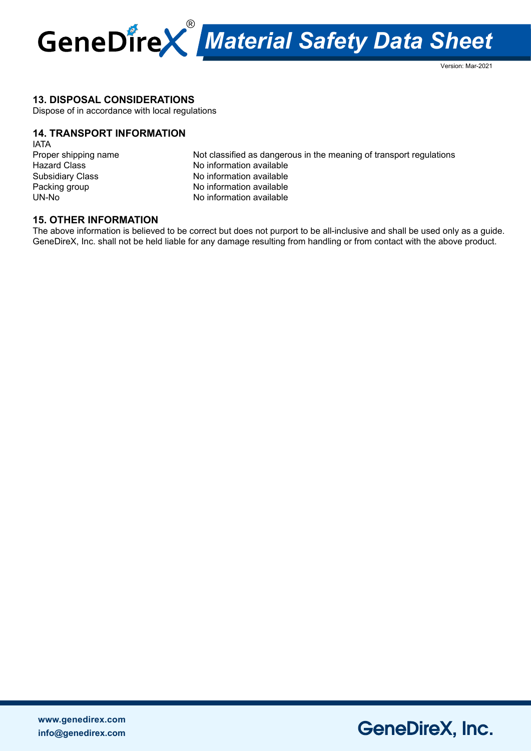## 13. DISPOSAL CONSIDERATIONS

Dispose of in accordance with local regulations

## 14. TRANSPORT INFORMATION

IATA

| | |
|---|---|
| Proper shipping name | Not classified as dangerous in the meaning of transport regulations |
| Hazard Class | No information available |
| Subsidiary Class | No information available |
| Packing group | No information available |
| UN-No | No information available |

## 15. OTHER INFORMATION

The above information is believed to be correct but does not purport to be all-inclusive and shall be used only as a guide. GeneDireX, Inc. shall not be held liable for any damage resulting from handling or from contact with the above product.